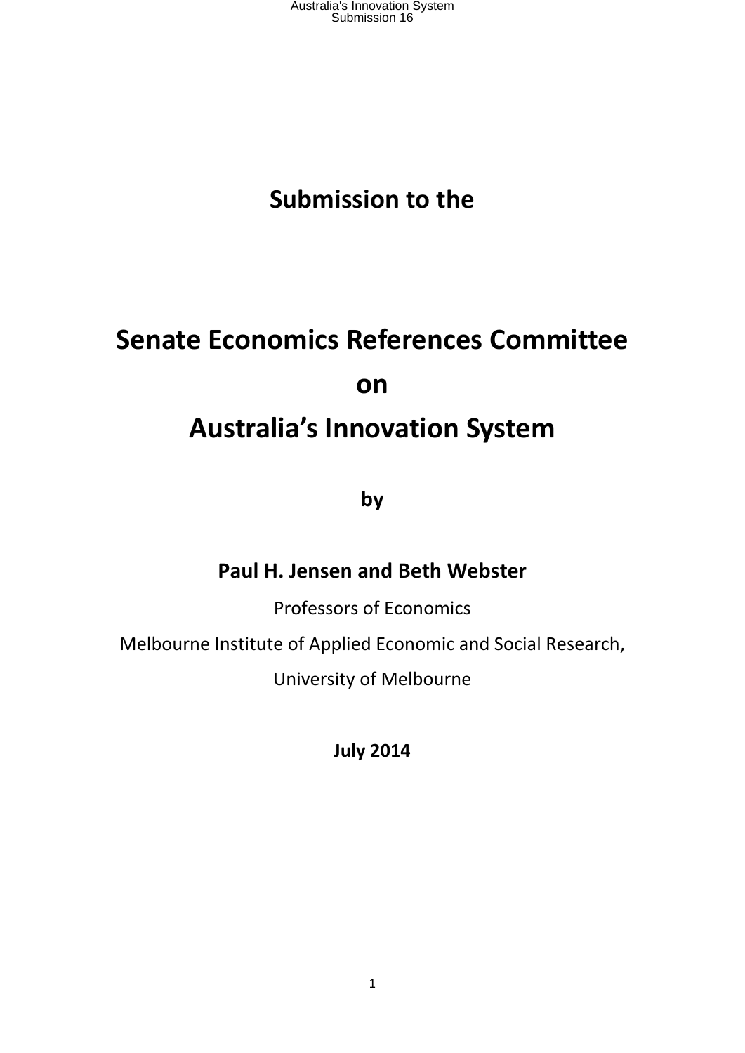# Submission to the

# Senate Economics References Committee

# on

# Australia's Innovation System

**by**

**Paul H. Jensen and Beth Webster**

Professors of Economics

Melbourne Institute of Applied Economic and Social Research,

University of Melbourne

**July 2014**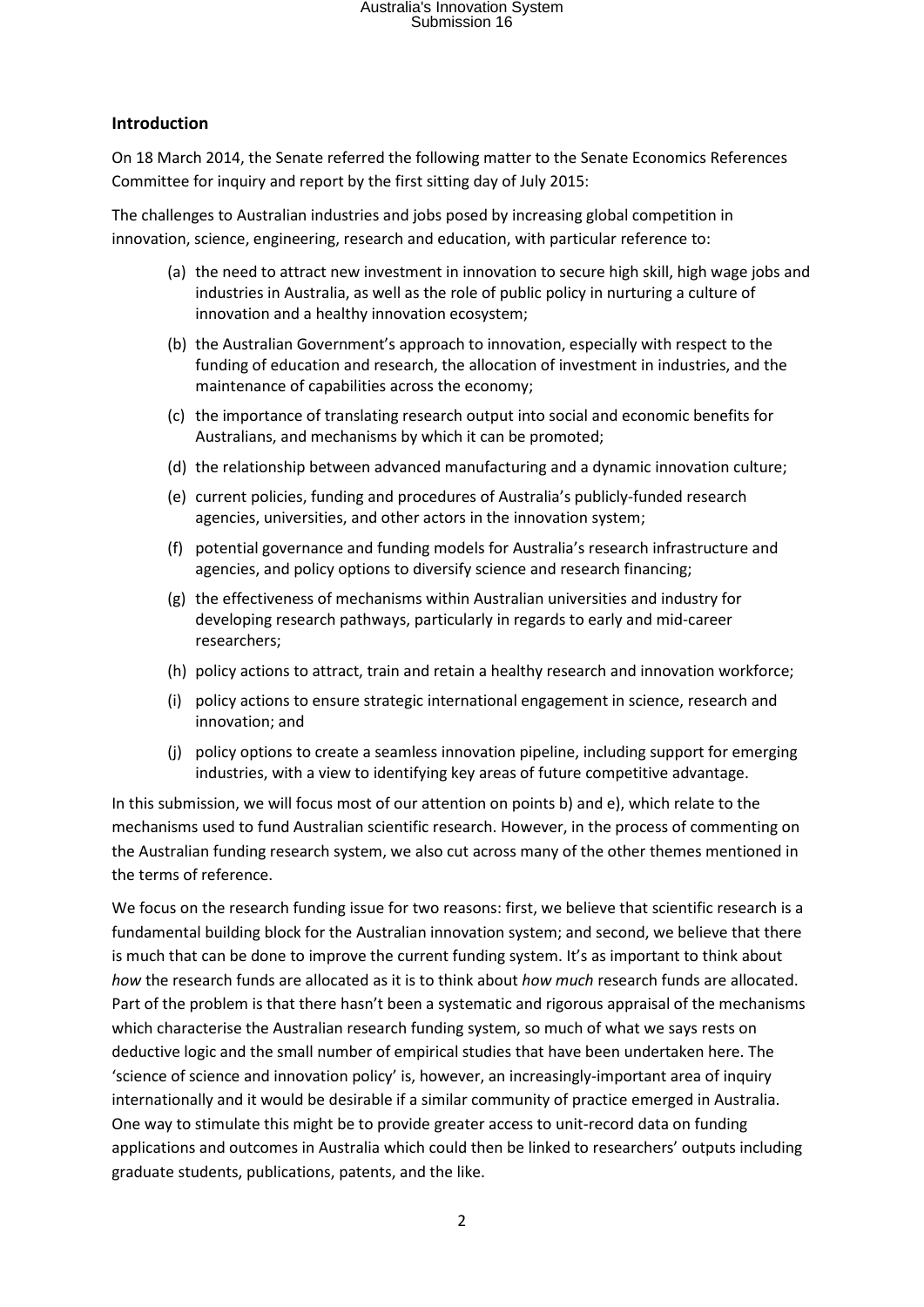## Introduction

On 18 March 2014, the Senate referred the following matter to the Senate Economics References Committee for inquiry and report by the first sitting day of July 2015:

The challenges to Australian industries and jobs posed by increasing global competition in innovation, science, engineering, research and education, with particular reference to:

(a) the need to attract new investment in innovation to secure high skill, high wage jobs and industries in Australia, as well as the role of public policy in nurturing a culture of innovation and a healthy innovation ecosystem;

(b) the Australian Government's approach to innovation, especially with respect to the funding of education and research, the allocation of investment in industries, and the maintenance of capabilities across the economy;

(c) the importance of translating research output into social and economic benefits for Australians, and mechanisms by which it can be promoted;

(d) the relationship between advanced manufacturing and a dynamic innovation culture;

(e) current policies, funding and procedures of Australia's publicly-funded research agencies, universities, and other actors in the innovation system;

(f) potential governance and funding models for Australia's research infrastructure and agencies, and policy options to diversify science and research financing;

(g) the effectiveness of mechanisms within Australian universities and industry for developing research pathways, particularly in regards to early and mid-career researchers;

(h) policy actions to attract, train and retain a healthy research and innovation workforce;

(i) policy actions to ensure strategic international engagement in science, research and innovation; and

(j) policy options to create a seamless innovation pipeline, including support for emerging industries, with a view to identifying key areas of future competitive advantage.

In this submission, we will focus most of our attention on points b) and e), which relate to the mechanisms used to fund Australian scientific research. However, in the process of commenting on the Australian funding research system, we also cut across many of the other themes mentioned in the terms of reference.

We focus on the research funding issue for two reasons: first, we believe that scientific research is a fundamental building block for the Australian innovation system; and second, we believe that there is much that can be done to improve the current funding system. It's as important to think about *how* the research funds are allocated as it is to think about *how much* research funds are allocated. Part of the problem is that there hasn't been a systematic and rigorous appraisal of the mechanisms which characterise the Australian research funding system, so much of what we says rests on deductive logic and the small number of empirical studies that have been undertaken here. The 'science of science and innovation policy' is, however, an increasingly-important area of inquiry internationally and it would be desirable if a similar community of practice emerged in Australia. One way to stimulate this might be to provide greater access to unit-record data on funding applications and outcomes in Australia which could then be linked to researchers' outputs including graduate students, publications, patents, and the like.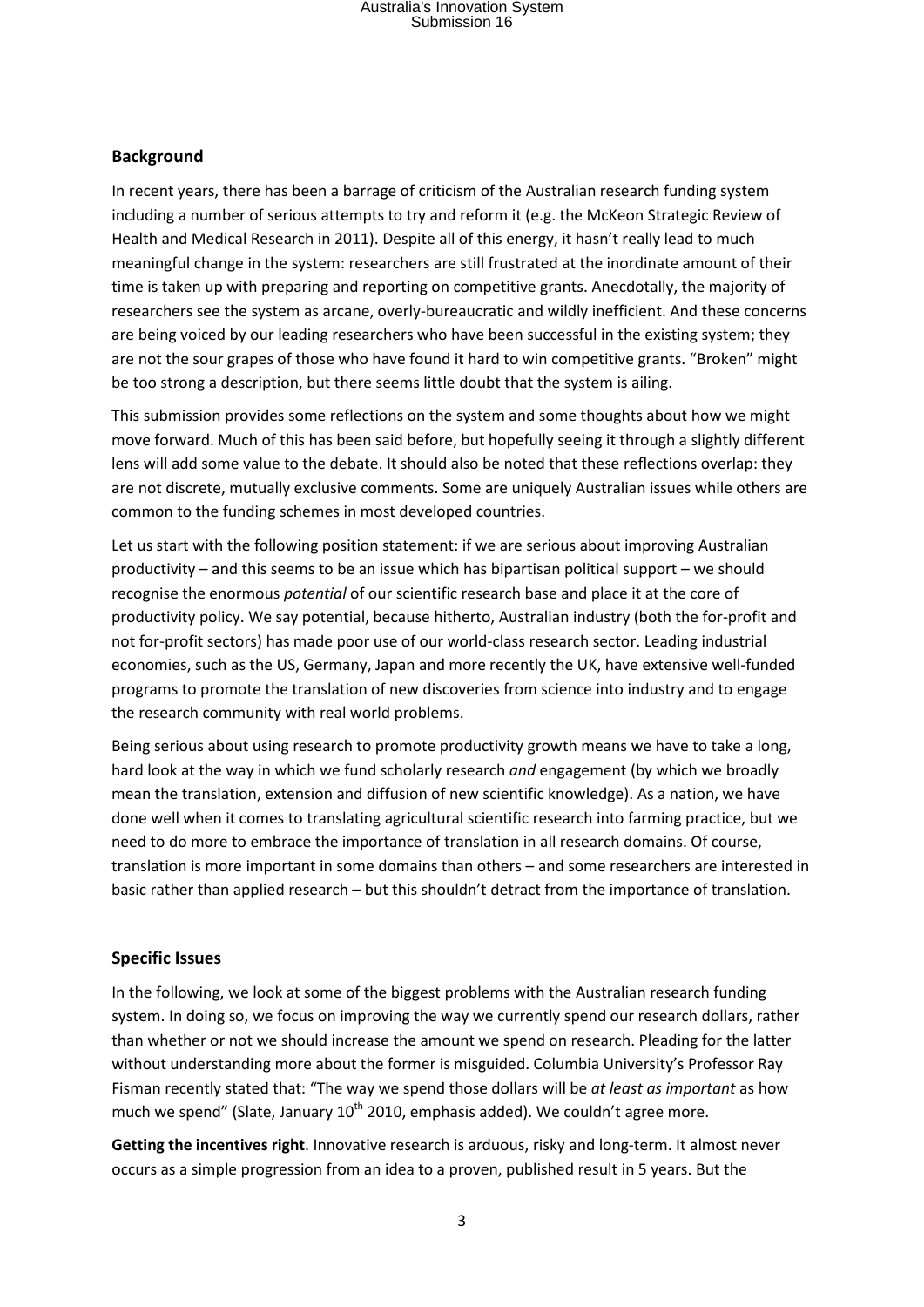## Background

In recent years, there has been a barrage of criticism of the Australian research funding system including a number of serious attempts to try and reform it (e.g. the McKeon Strategic Review of Health and Medical Research in 2011). Despite all of this energy, it hasn't really lead to much meaningful change in the system: researchers are still frustrated at the inordinate amount of their time is taken up with preparing and reporting on competitive grants. Anecdotally, the majority of researchers see the system as arcane, overly-bureaucratic and wildly inefficient. And these concerns are being voiced by our leading researchers who have been successful in the existing system; they are not the sour grapes of those who have found it hard to win competitive grants. "Broken" might be too strong a description, but there seems little doubt that the system is ailing.

This submission provides some reflections on the system and some thoughts about how we might move forward. Much of this has been said before, but hopefully seeing it through a slightly different lens will add some value to the debate. It should also be noted that these reflections overlap: they are not discrete, mutually exclusive comments. Some are uniquely Australian issues while others are common to the funding schemes in most developed countries.

Let us start with the following position statement: if we are serious about improving Australian productivity – and this seems to be an issue which has bipartisan political support – we should recognise the enormous *potential* of our scientific research base and place it at the core of productivity policy. We say potential, because hitherto, Australian industry (both the for-profit and not for-profit sectors) has made poor use of our world-class research sector. Leading industrial economies, such as the US, Germany, Japan and more recently the UK, have extensive well-funded programs to promote the translation of new discoveries from science into industry and to engage the research community with real world problems.

Being serious about using research to promote productivity growth means we have to take a long, hard look at the way in which we fund scholarly research *and* engagement (by which we broadly mean the translation, extension and diffusion of new scientific knowledge). As a nation, we have done well when it comes to translating agricultural scientific research into farming practice, but we need to do more to embrace the importance of translation in all research domains. Of course, translation is more important in some domains than others – and some researchers are interested in basic rather than applied research – but this shouldn't detract from the importance of translation.

## Specific Issues

In the following, we look at some of the biggest problems with the Australian research funding system. In doing so, we focus on improving the way we currently spend our research dollars, rather than whether or not we should increase the amount we spend on research. Pleading for the latter without understanding more about the former is misguided. Columbia University's Professor Ray Fisman recently stated that: "The way we spend those dollars will be *at least as important* as how much we spend" (Slate, January 10th 2010, emphasis added). We couldn't agree more.

**Getting the incentives right**. Innovative research is arduous, risky and long-term. It almost never occurs as a simple progression from an idea to a proven, published result in 5 years. But the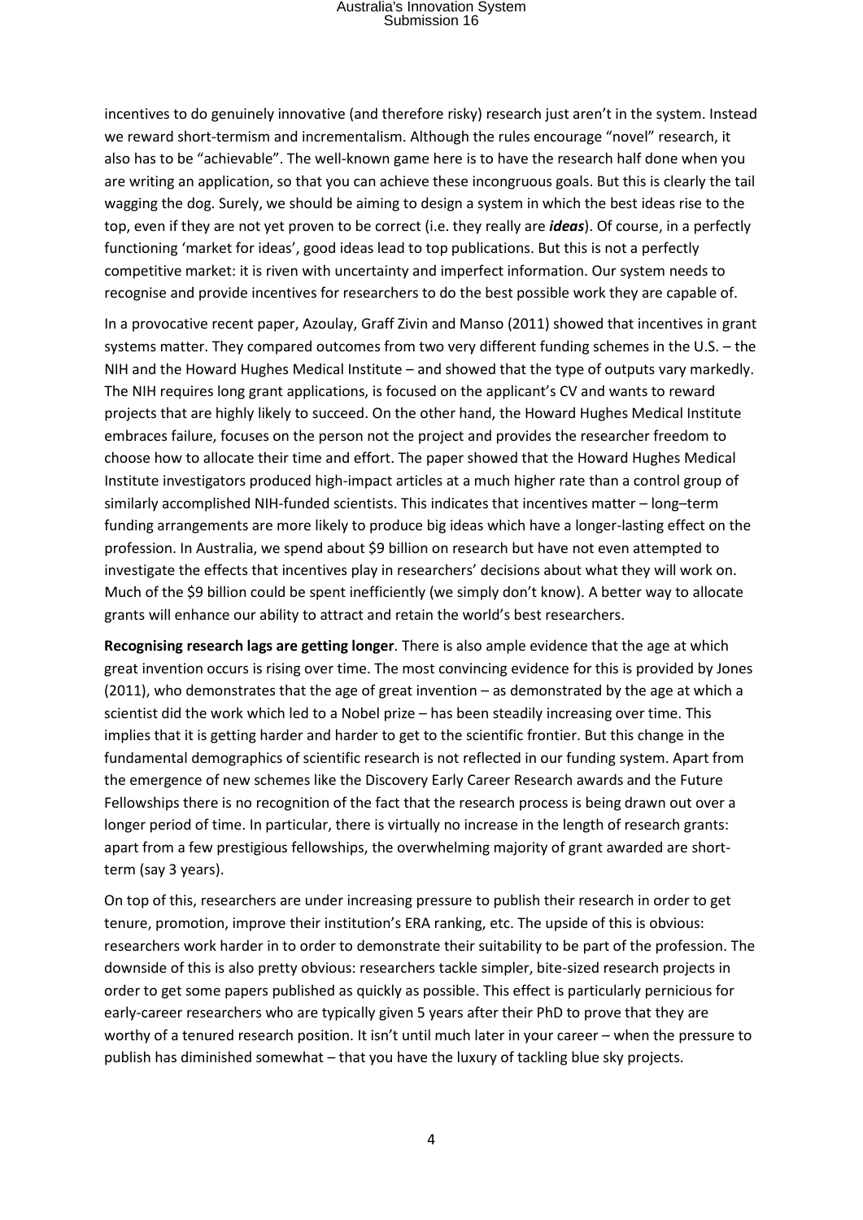incentives to do genuinely innovative (and therefore risky) research just aren't in the system. Instead we reward short-termism and incrementalism. Although the rules encourage "novel" research, it also has to be "achievable". The well-known game here is to have the research half done when you are writing an application, so that you can achieve these incongruous goals. But this is clearly the tail wagging the dog. Surely, we should be aiming to design a system in which the best ideas rise to the top, even if they are not yet proven to be correct (i.e. they really are ***ideas***). Of course, in a perfectly functioning 'market for ideas', good ideas lead to top publications. But this is not a perfectly competitive market: it is riven with uncertainty and imperfect information. Our system needs to recognise and provide incentives for researchers to do the best possible work they are capable of.

In a provocative recent paper, Azoulay, Graff Zivin and Manso (2011) showed that incentives in grant systems matter. They compared outcomes from two very different funding schemes in the U.S. – the NIH and the Howard Hughes Medical Institute – and showed that the type of outputs vary markedly. The NIH requires long grant applications, is focused on the applicant's CV and wants to reward projects that are highly likely to succeed. On the other hand, the Howard Hughes Medical Institute embraces failure, focuses on the person not the project and provides the researcher freedom to choose how to allocate their time and effort. The paper showed that the Howard Hughes Medical Institute investigators produced high-impact articles at a much higher rate than a control group of similarly accomplished NIH-funded scientists. This indicates that incentives matter – long–term funding arrangements are more likely to produce big ideas which have a longer-lasting effect on the profession. In Australia, we spend about $9 billion on research but have not even attempted to investigate the effects that incentives play in researchers' decisions about what they will work on. Much of the $9 billion could be spent inefficiently (we simply don't know). A better way to allocate grants will enhance our ability to attract and retain the world's best researchers.

**Recognising research lags are getting longer**. There is also ample evidence that the age at which great invention occurs is rising over time. The most convincing evidence for this is provided by Jones (2011), who demonstrates that the age of great invention – as demonstrated by the age at which a scientist did the work which led to a Nobel prize – has been steadily increasing over time. This implies that it is getting harder and harder to get to the scientific frontier. But this change in the fundamental demographics of scientific research is not reflected in our funding system. Apart from the emergence of new schemes like the Discovery Early Career Research awards and the Future Fellowships there is no recognition of the fact that the research process is being drawn out over a longer period of time. In particular, there is virtually no increase in the length of research grants: apart from a few prestigious fellowships, the overwhelming majority of grant awarded are short-term (say 3 years).

On top of this, researchers are under increasing pressure to publish their research in order to get tenure, promotion, improve their institution's ERA ranking, etc. The upside of this is obvious: researchers work harder in to order to demonstrate their suitability to be part of the profession. The downside of this is also pretty obvious: researchers tackle simpler, bite-sized research projects in order to get some papers published as quickly as possible. This effect is particularly pernicious for early-career researchers who are typically given 5 years after their PhD to prove that they are worthy of a tenured research position. It isn't until much later in your career – when the pressure to publish has diminished somewhat – that you have the luxury of tackling blue sky projects.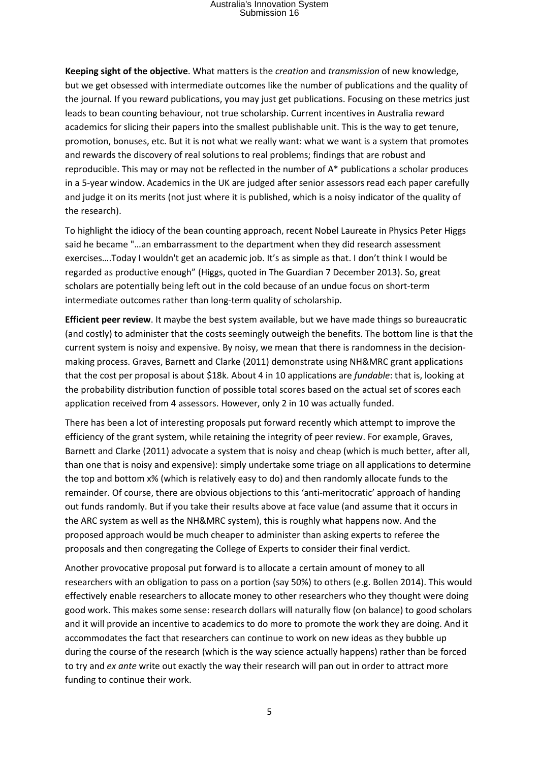**Keeping sight of the objective**. What matters is the *creation* and *transmission* of new knowledge, but we get obsessed with intermediate outcomes like the number of publications and the quality of the journal. If you reward publications, you may just get publications. Focusing on these metrics just leads to bean counting behaviour, not true scholarship. Current incentives in Australia reward academics for slicing their papers into the smallest publishable unit. This is the way to get tenure, promotion, bonuses, etc. But it is not what we really want: what we want is a system that promotes and rewards the discovery of real solutions to real problems; findings that are robust and reproducible. This may or may not be reflected in the number of A* publications a scholar produces in a 5-year window. Academics in the UK are judged after senior assessors read each paper carefully and judge it on its merits (not just where it is published, which is a noisy indicator of the quality of the research).

To highlight the idiocy of the bean counting approach, recent Nobel Laureate in Physics Peter Higgs said he became "…an embarrassment to the department when they did research assessment exercises….Today I wouldn't get an academic job. It's as simple as that. I don't think I would be regarded as productive enough" (Higgs, quoted in The Guardian 7 December 2013). So, great scholars are potentially being left out in the cold because of an undue focus on short-term intermediate outcomes rather than long-term quality of scholarship.

**Efficient peer review**. It maybe the best system available, but we have made things so bureaucratic (and costly) to administer that the costs seemingly outweigh the benefits. The bottom line is that the current system is noisy and expensive. By noisy, we mean that there is randomness in the decision-making process. Graves, Barnett and Clarke (2011) demonstrate using NH&MRC grant applications that the cost per proposal is about $18k. About 4 in 10 applications are *fundable*: that is, looking at the probability distribution function of possible total scores based on the actual set of scores each application received from 4 assessors. However, only 2 in 10 was actually funded.

There has been a lot of interesting proposals put forward recently which attempt to improve the efficiency of the grant system, while retaining the integrity of peer review. For example, Graves, Barnett and Clarke (2011) advocate a system that is noisy and cheap (which is much better, after all, than one that is noisy and expensive): simply undertake some triage on all applications to determine the top and bottom x% (which is relatively easy to do) and then randomly allocate funds to the remainder. Of course, there are obvious objections to this 'anti-meritocratic' approach of handing out funds randomly. But if you take their results above at face value (and assume that it occurs in the ARC system as well as the NH&MRC system), this is roughly what happens now. And the proposed approach would be much cheaper to administer than asking experts to referee the proposals and then congregating the College of Experts to consider their final verdict.

Another provocative proposal put forward is to allocate a certain amount of money to all researchers with an obligation to pass on a portion (say 50%) to others (e.g. Bollen 2014). This would effectively enable researchers to allocate money to other researchers who they thought were doing good work. This makes some sense: research dollars will naturally flow (on balance) to good scholars and it will provide an incentive to academics to do more to promote the work they are doing. And it accommodates the fact that researchers can continue to work on new ideas as they bubble up during the course of the research (which is the way science actually happens) rather than be forced to try and *ex ante* write out exactly the way their research will pan out in order to attract more funding to continue their work.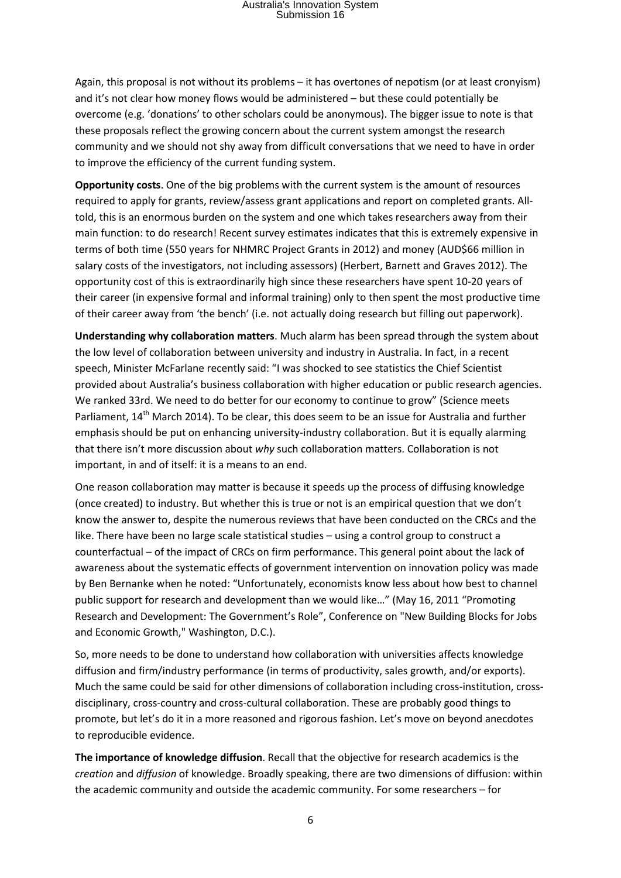Again, this proposal is not without its problems – it has overtones of nepotism (or at least cronyism) and it's not clear how money flows would be administered – but these could potentially be overcome (e.g. 'donations' to other scholars could be anonymous). The bigger issue to note is that these proposals reflect the growing concern about the current system amongst the research community and we should not shy away from difficult conversations that we need to have in order to improve the efficiency of the current funding system.

**Opportunity costs**. One of the big problems with the current system is the amount of resources required to apply for grants, review/assess grant applications and report on completed grants. All-told, this is an enormous burden on the system and one which takes researchers away from their main function: to do research! Recent survey estimates indicates that this is extremely expensive in terms of both time (550 years for NHMRC Project Grants in 2012) and money (AUD$66 million in salary costs of the investigators, not including assessors) (Herbert, Barnett and Graves 2012). The opportunity cost of this is extraordinarily high since these researchers have spent 10-20 years of their career (in expensive formal and informal training) only to then spent the most productive time of their career away from 'the bench' (i.e. not actually doing research but filling out paperwork).

**Understanding why collaboration matters**. Much alarm has been spread through the system about the low level of collaboration between university and industry in Australia. In fact, in a recent speech, Minister McFarlane recently said: "I was shocked to see statistics the Chief Scientist provided about Australia's business collaboration with higher education or public research agencies. We ranked 33rd. We need to do better for our economy to continue to grow" (Science meets Parliament, 14th March 2014). To be clear, this does seem to be an issue for Australia and further emphasis should be put on enhancing university-industry collaboration. But it is equally alarming that there isn't more discussion about *why* such collaboration matters. Collaboration is not important, in and of itself: it is a means to an end.

One reason collaboration may matter is because it speeds up the process of diffusing knowledge (once created) to industry. But whether this is true or not is an empirical question that we don't know the answer to, despite the numerous reviews that have been conducted on the CRCs and the like. There have been no large scale statistical studies – using a control group to construct a counterfactual – of the impact of CRCs on firm performance. This general point about the lack of awareness about the systematic effects of government intervention on innovation policy was made by Ben Bernanke when he noted: "Unfortunately, economists know less about how best to channel public support for research and development than we would like…" (May 16, 2011 "Promoting Research and Development: The Government's Role", Conference on "New Building Blocks for Jobs and Economic Growth," Washington, D.C.).

So, more needs to be done to understand how collaboration with universities affects knowledge diffusion and firm/industry performance (in terms of productivity, sales growth, and/or exports). Much the same could be said for other dimensions of collaboration including cross-institution, cross-disciplinary, cross-country and cross-cultural collaboration. These are probably good things to promote, but let's do it in a more reasoned and rigorous fashion. Let's move on beyond anecdotes to reproducible evidence.

**The importance of knowledge diffusion**. Recall that the objective for research academics is the *creation* and *diffusion* of knowledge. Broadly speaking, there are two dimensions of diffusion: within the academic community and outside the academic community. For some researchers – for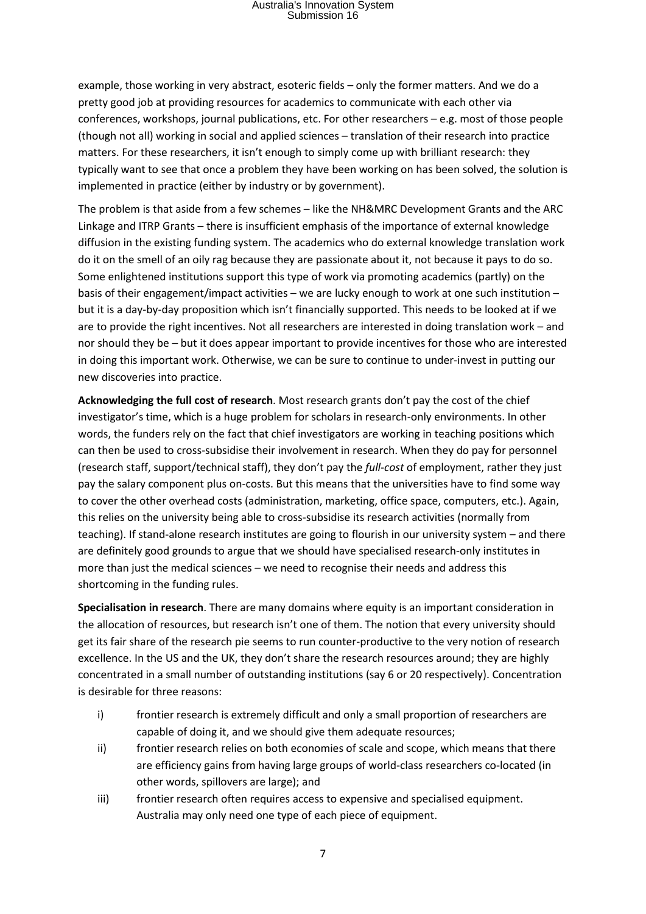example, those working in very abstract, esoteric fields – only the former matters. And we do a pretty good job at providing resources for academics to communicate with each other via conferences, workshops, journal publications, etc. For other researchers – e.g. most of those people (though not all) working in social and applied sciences – translation of their research into practice matters. For these researchers, it isn't enough to simply come up with brilliant research: they typically want to see that once a problem they have been working on has been solved, the solution is implemented in practice (either by industry or by government).

The problem is that aside from a few schemes – like the NH&MRC Development Grants and the ARC Linkage and ITRP Grants – there is insufficient emphasis of the importance of external knowledge diffusion in the existing funding system. The academics who do external knowledge translation work do it on the smell of an oily rag because they are passionate about it, not because it pays to do so. Some enlightened institutions support this type of work via promoting academics (partly) on the basis of their engagement/impact activities – we are lucky enough to work at one such institution – but it is a day-by-day proposition which isn't financially supported. This needs to be looked at if we are to provide the right incentives. Not all researchers are interested in doing translation work – and nor should they be – but it does appear important to provide incentives for those who are interested in doing this important work. Otherwise, we can be sure to continue to under-invest in putting our new discoveries into practice.

**Acknowledging the full cost of research**. Most research grants don't pay the cost of the chief investigator's time, which is a huge problem for scholars in research-only environments. In other words, the funders rely on the fact that chief investigators are working in teaching positions which can then be used to cross-subsidise their involvement in research. When they do pay for personnel (research staff, support/technical staff), they don't pay the *full-cost* of employment, rather they just pay the salary component plus on-costs. But this means that the universities have to find some way to cover the other overhead costs (administration, marketing, office space, computers, etc.). Again, this relies on the university being able to cross-subsidise its research activities (normally from teaching). If stand-alone research institutes are going to flourish in our university system – and there are definitely good grounds to argue that we should have specialised research-only institutes in more than just the medical sciences – we need to recognise their needs and address this shortcoming in the funding rules.

**Specialisation in research**. There are many domains where equity is an important consideration in the allocation of resources, but research isn't one of them. The notion that every university should get its fair share of the research pie seems to run counter-productive to the very notion of research excellence. In the US and the UK, they don't share the research resources around; they are highly concentrated in a small number of outstanding institutions (say 6 or 20 respectively). Concentration is desirable for three reasons:

i) frontier research is extremely difficult and only a small proportion of researchers are capable of doing it, and we should give them adequate resources;

ii) frontier research relies on both economies of scale and scope, which means that there are efficiency gains from having large groups of world-class researchers co-located (in other words, spillovers are large); and

iii) frontier research often requires access to expensive and specialised equipment. Australia may only need one type of each piece of equipment.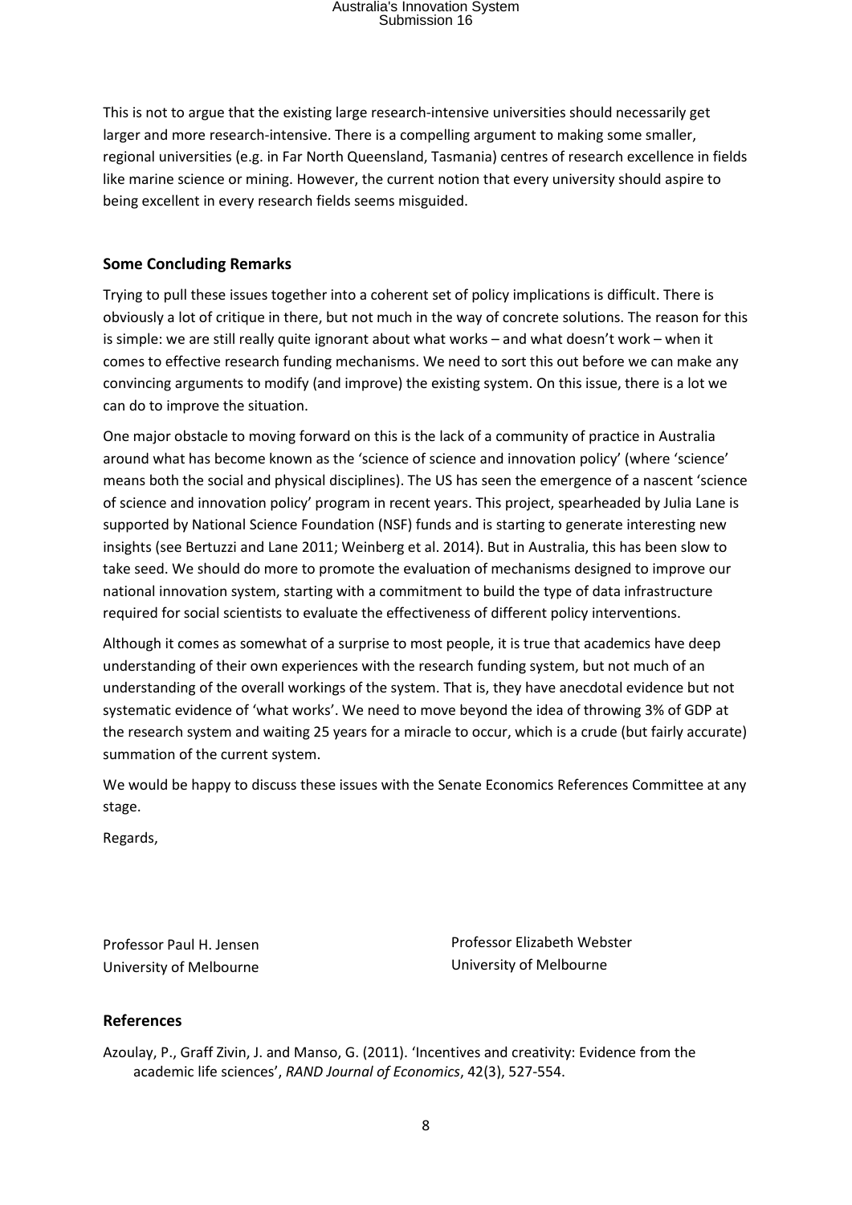This is not to argue that the existing large research-intensive universities should necessarily get larger and more research-intensive. There is a compelling argument to making some smaller, regional universities (e.g. in Far North Queensland, Tasmania) centres of research excellence in fields like marine science or mining. However, the current notion that every university should aspire to being excellent in every research fields seems misguided.

## Some Concluding Remarks

Trying to pull these issues together into a coherent set of policy implications is difficult. There is obviously a lot of critique in there, but not much in the way of concrete solutions. The reason for this is simple: we are still really quite ignorant about what works – and what doesn't work – when it comes to effective research funding mechanisms. We need to sort this out before we can make any convincing arguments to modify (and improve) the existing system. On this issue, there is a lot we can do to improve the situation.

One major obstacle to moving forward on this is the lack of a community of practice in Australia around what has become known as the 'science of science and innovation policy' (where 'science' means both the social and physical disciplines). The US has seen the emergence of a nascent 'science of science and innovation policy' program in recent years. This project, spearheaded by Julia Lane is supported by National Science Foundation (NSF) funds and is starting to generate interesting new insights (see Bertuzzi and Lane 2011; Weinberg et al. 2014). But in Australia, this has been slow to take seed. We should do more to promote the evaluation of mechanisms designed to improve our national innovation system, starting with a commitment to build the type of data infrastructure required for social scientists to evaluate the effectiveness of different policy interventions.

Although it comes as somewhat of a surprise to most people, it is true that academics have deep understanding of their own experiences with the research funding system, but not much of an understanding of the overall workings of the system. That is, they have anecdotal evidence but not systematic evidence of 'what works'. We need to move beyond the idea of throwing 3% of GDP at the research system and waiting 25 years for a miracle to occur, which is a crude (but fairly accurate) summation of the current system.

We would be happy to discuss these issues with the Senate Economics References Committee at any stage.

Regards,

Professor Paul H. Jensen
University of Melbourne

Professor Elizabeth Webster
University of Melbourne

## References

Azoulay, P., Graff Zivin, J. and Manso, G. (2011). 'Incentives and creativity: Evidence from the academic life sciences', *RAND Journal of Economics*, 42(3), 527-554.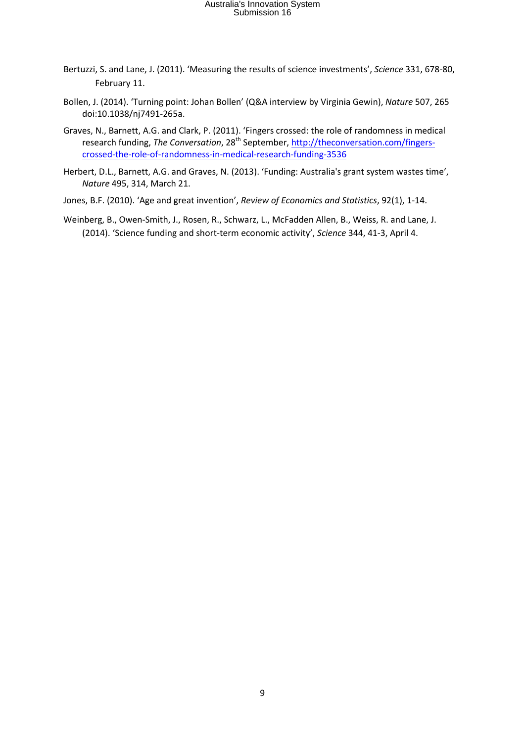Bertuzzi, S. and Lane, J. (2011). 'Measuring the results of science investments', *Science* 331, 678-80, February 11.

Bollen, J. (2014). 'Turning point: Johan Bollen' (Q&A interview by Virginia Gewin), *Nature* 507, 265 doi:10.1038/nj7491-265a.

Graves, N., Barnett, A.G. and Clark, P. (2011). 'Fingers crossed: the role of randomness in medical research funding, *The Conversation*, 28th September, [http://theconversation.com/fingers-crossed-the-role-of-randomness-in-medical-research-funding-3536](http://theconversation.com/fingers-crossed-the-role-of-randomness-in-medical-research-funding-3536)

Herbert, D.L., Barnett, A.G. and Graves, N. (2013). 'Funding: Australia's grant system wastes time', *Nature* 495, 314, March 21.

Jones, B.F. (2010). 'Age and great invention', *Review of Economics and Statistics*, 92(1), 1-14.

Weinberg, B., Owen-Smith, J., Rosen, R., Schwarz, L., McFadden Allen, B., Weiss, R. and Lane, J. (2014). 'Science funding and short-term economic activity', *Science* 344, 41-3, April 4.